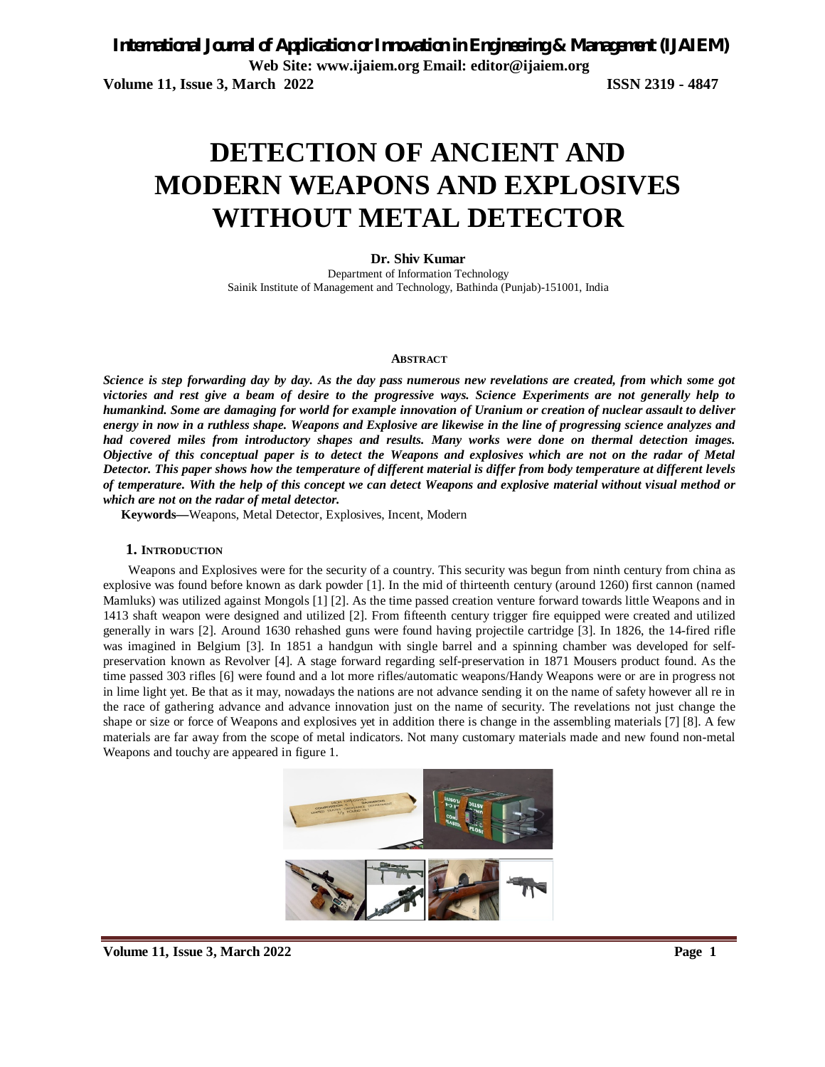# DETECTION OF ANCIENT AND MODERN WEAPONS AND EXPLOSIVES WITHOUT METAL DETECTOR

**Dr. Shiv Kumar**

Department of Information Technology
Sainik Institute of Management and Technology, Bathinda (Punjab)-151001, India

## ABSTRACT

***Science is step forwarding day by day. As the day pass numerous new revelations are created, from which some got victories and rest give a beam of desire to the progressive ways. Science Experiments are not generally help to humankind. Some are damaging for world for example innovation of Uranium or creation of nuclear assault to deliver energy in now in a ruthless shape. Weapons and Explosive are likewise in the line of progressing science analyzes and had covered miles from introductory shapes and results. Many works were done on thermal detection images. Objective of this conceptual paper is to detect the Weapons and explosives which are not on the radar of Metal Detector. This paper shows how the temperature of different material is differ from body temperature at different levels of temperature. With the help of this concept we can detect Weapons and explosive material without visual method or which are not on the radar of metal detector.***

**Keywords—**Weapons, Metal Detector, Explosives, Incent, Modern

## 1. INTRODUCTION

Weapons and Explosives were for the security of a country. This security was begun from ninth century from china as explosive was found before known as dark powder [1]. In the mid of thirteenth century (around 1260) first cannon (named Mamluks) was utilized against Mongols [1] [2]. As the time passed creation venture forward towards little Weapons and in 1413 shaft weapon were designed and utilized [2]. From fifteenth century trigger fire equipped were created and utilized generally in wars [2]. Around 1630 rehashed guns were found having projectile cartridge [3]. In 1826, the 14-fired rifle was imagined in Belgium [3]. In 1851 a handgun with single barrel and a spinning chamber was developed for self-preservation known as Revolver [4]. A stage forward regarding self-preservation in 1871 Mousers product found. As the time passed 303 rifles [6] were found and a lot more rifles/automatic weapons/Handy Weapons were or are in progress not in lime light yet. Be that as it may, nowadays the nations are not advance sending it on the name of safety however all re in the race of gathering advance and advance innovation just on the name of security. The revelations not just change the shape or size or force of Weapons and explosives yet in addition there is change in the assembling materials [7] [8]. A few materials are far away from the scope of metal indicators. Not many customary materials made and new found non-metal Weapons and touchy are appeared in figure 1.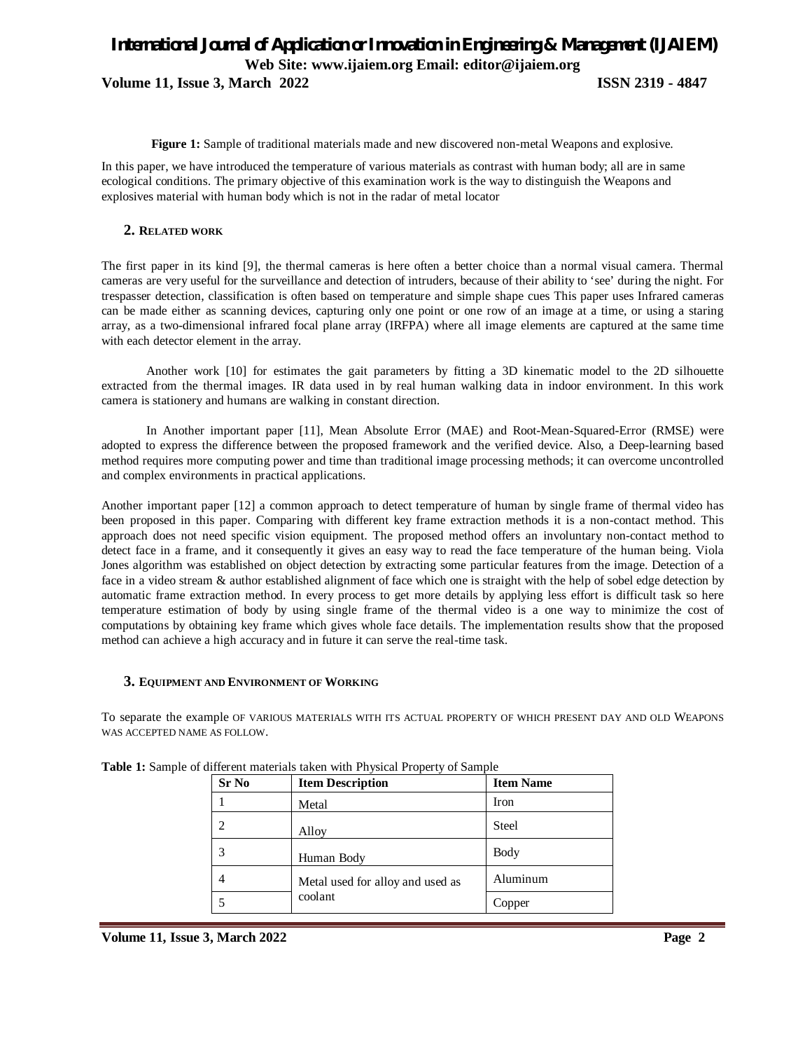**Figure 1:** Sample of traditional materials made and new discovered non-metal Weapons and explosive.

In this paper, we have introduced the temperature of various materials as contrast with human body; all are in same ecological conditions. The primary objective of this examination work is the way to distinguish the Weapons and explosives material with human body which is not in the radar of metal locator

## 2. RELATED WORK

The first paper in its kind [9], the thermal cameras is here often a better choice than a normal visual camera. Thermal cameras are very useful for the surveillance and detection of intruders, because of their ability to 'see' during the night. For trespasser detection, classification is often based on temperature and simple shape cues This paper uses Infrared cameras can be made either as scanning devices, capturing only one point or one row of an image at a time, or using a staring array, as a two-dimensional infrared focal plane array (IRFPA) where all image elements are captured at the same time with each detector element in the array.

Another work [10] for estimates the gait parameters by fitting a 3D kinematic model to the 2D silhouette extracted from the thermal images. IR data used in by real human walking data in indoor environment. In this work camera is stationery and humans are walking in constant direction.

In Another important paper [11], Mean Absolute Error (MAE) and Root-Mean-Squared-Error (RMSE) were adopted to express the difference between the proposed framework and the verified device. Also, a Deep-learning based method requires more computing power and time than traditional image processing methods; it can overcome uncontrolled and complex environments in practical applications.

Another important paper [12] a common approach to detect temperature of human by single frame of thermal video has been proposed in this paper. Comparing with different key frame extraction methods it is a non-contact method. This approach does not need specific vision equipment. The proposed method offers an involuntary non-contact method to detect face in a frame, and it consequently it gives an easy way to read the face temperature of the human being. Viola Jones algorithm was established on object detection by extracting some particular features from the image. Detection of a face in a video stream & author established alignment of face which one is straight with the help of sobel edge detection by automatic frame extraction method. In every process to get more details by applying less effort is difficult task so here temperature estimation of body by using single frame of the thermal video is a one way to minimize the cost of computations by obtaining key frame which gives whole face details. The implementation results show that the proposed method can achieve a high accuracy and in future it can serve the real-time task.

## 3. EQUIPMENT AND ENVIRONMENT OF WORKING

To separate the example OF VARIOUS MATERIALS WITH ITS ACTUAL PROPERTY OF WHICH PRESENT DAY AND OLD WEAPONS WAS ACCEPTED NAME AS FOLLOW.

**Table 1:** Sample of different materials taken with Physical Property of Sample

| Sr No | Item Description | Item Name |
|---|---|---|
| 1 | Metal | Iron |
| 2 | Alloy | Steel |
| 3 | Human Body | Body |
| 4 | Metal used for alloy and used as coolant | Aluminum |
| 5 | | Copper |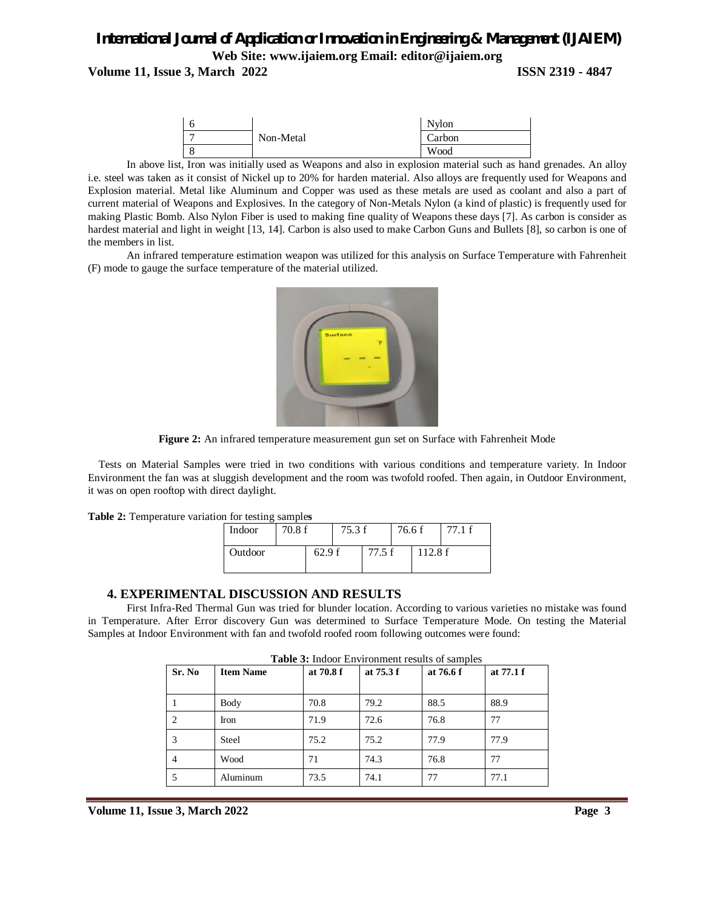| 6 | | Nylon |
|---|---|---|
| 7 | Non-Metal | Carbon |
| 8 | | Wood |

In above list, Iron was initially used as Weapons and also in explosion material such as hand grenades. An alloy i.e. steel was taken as it consist of Nickel up to 20% for harden material. Also alloys are frequently used for Weapons and Explosion material. Metal like Aluminum and Copper was used as these metals are used as coolant and also a part of current material of Weapons and Explosives. In the category of Non-Metals Nylon (a kind of plastic) is frequently used for making Plastic Bomb. Also Nylon Fiber is used to making fine quality of Weapons these days [7]. As carbon is consider as hardest material and light in weight [13, 14]. Carbon is also used to make Carbon Guns and Bullets [8], so carbon is one of the members in list.

An infrared temperature estimation weapon was utilized for this analysis on Surface Temperature with Fahrenheit (F) mode to gauge the surface temperature of the material utilized.

**Figure 2:** An infrared temperature measurement gun set on Surface with Fahrenheit Mode

Tests on Material Samples were tried in two conditions with various conditions and temperature variety. In Indoor Environment the fan was at sluggish development and the room was twofold roofed. Then again, in Outdoor Environment, it was on open rooftop with direct daylight.

**Table 2:** Temperature variation for testing samples

| Indoor | 70.8 f | 75.3 f | 76.6 f | 77.1 f |
|---|---|---|---|---|
| Outdoor | 62.9 f | 77.5 f | 112.8 f | |

## 4. EXPERIMENTAL DISCUSSION AND RESULTS

First Infra-Red Thermal Gun was tried for blunder location. According to various varieties no mistake was found in Temperature. After Error discovery Gun was determined to Surface Temperature Mode. On testing the Material Samples at Indoor Environment with fan and twofold roofed room following outcomes were found:

**Table 3:** Indoor Environment results of samples

| Sr. No | Item Name | at 70.8 f | at 75.3 f | at 76.6 f | at 77.1 f |
|---|---|---|---|---|---|
| 1 | Body | 70.8 | 79.2 | 88.5 | 88.9 |
| 2 | Iron | 71.9 | 72.6 | 76.8 | 77 |
| 3 | Steel | 75.2 | 75.2 | 77.9 | 77.9 |
| 4 | Wood | 71 | 74.3 | 76.8 | 77 |
| 5 | Aluminum | 73.5 | 74.1 | 77 | 77.1 |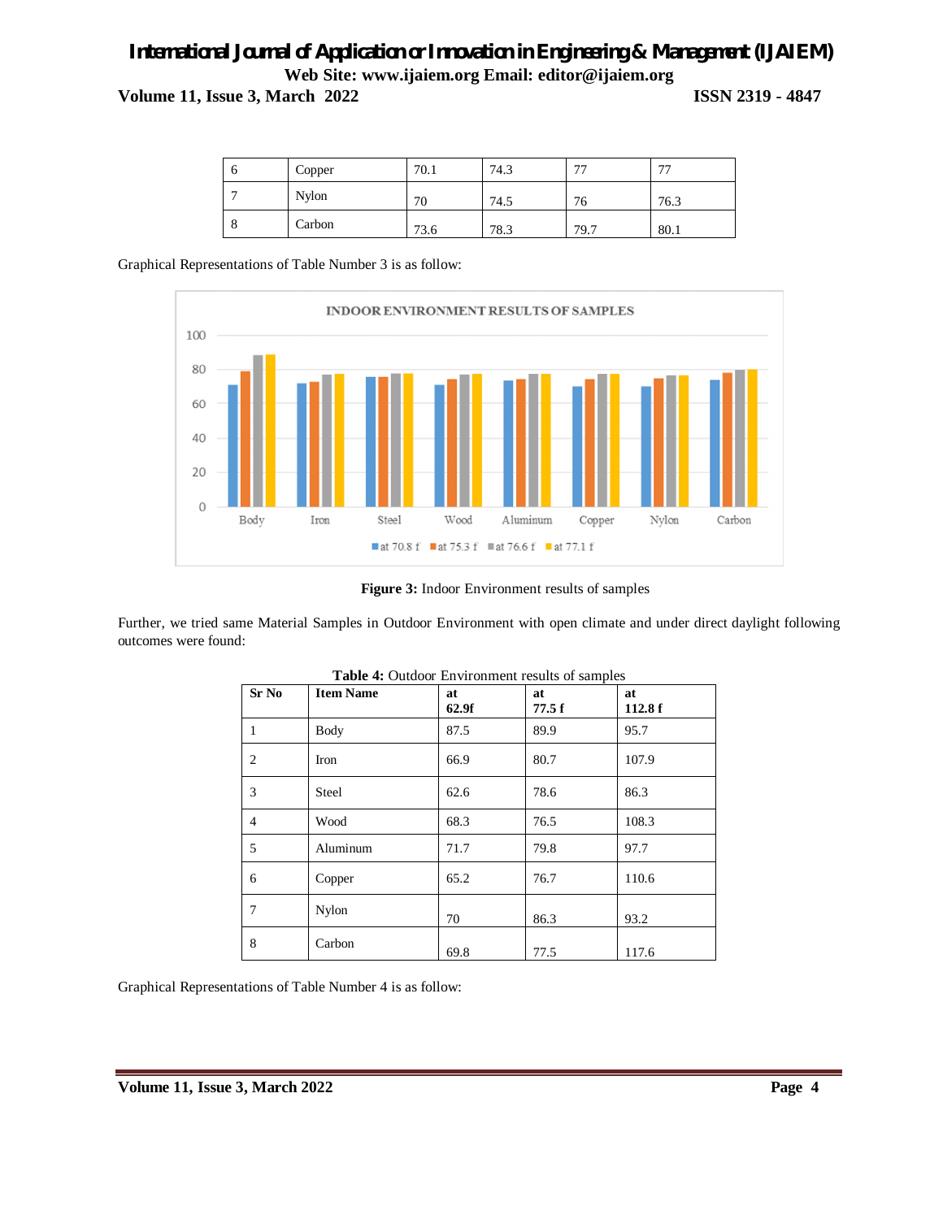| 6 | Copper | 70.1 | 74.3 | 77 | 77 |
|---|---|---|---|---|---|
| 7 | Nylon | 70 | 74.5 | 76 | 76.3 |
| 8 | Carbon | 73.6 | 78.3 | 79.7 | 80.1 |

Graphical Representations of Table Number 3 is as follow:

**Figure 3:** Indoor Environment results of samples

Further, we tried same Material Samples in Outdoor Environment with open climate and under direct daylight following outcomes were found:

**Table 4:** Outdoor Environment results of samples

| Sr No | Item Name | at 62.9f | at 77.5 f | at 112.8 f |
|---|---|---|---|---|
| 1 | Body | 87.5 | 89.9 | 95.7 |
| 2 | Iron | 66.9 | 80.7 | 107.9 |
| 3 | Steel | 62.6 | 78.6 | 86.3 |
| 4 | Wood | 68.3 | 76.5 | 108.3 |
| 5 | Aluminum | 71.7 | 79.8 | 97.7 |
| 6 | Copper | 65.2 | 76.7 | 110.6 |
| 7 | Nylon | 70 | 86.3 | 93.2 |
| 8 | Carbon | 69.8 | 77.5 | 117.6 |

Graphical Representations of Table Number 4 is as follow: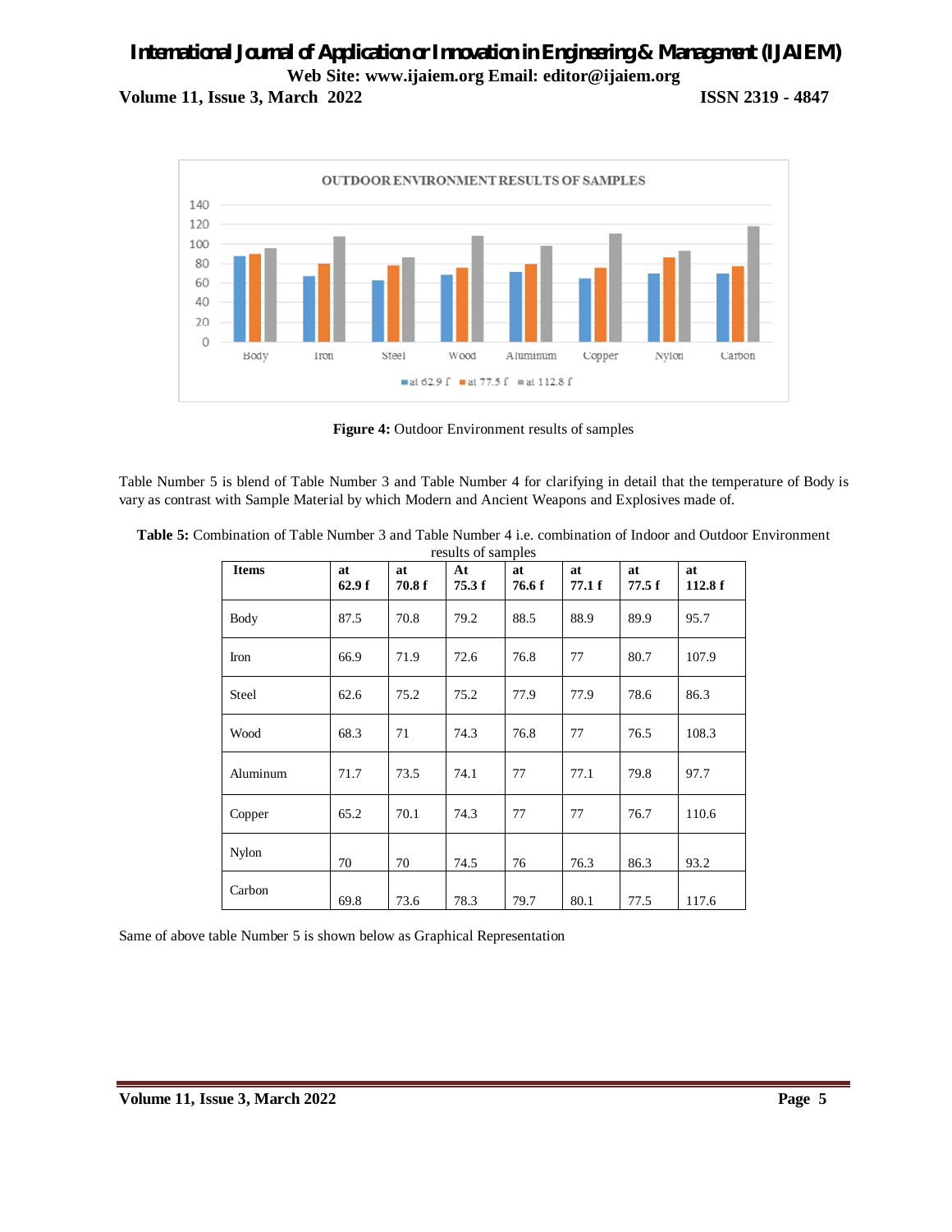**Figure 4:** Outdoor Environment results of samples

Table Number 5 is blend of Table Number 3 and Table Number 4 for clarifying in detail that the temperature of Body is vary as contrast with Sample Material by which Modern and Ancient Weapons and Explosives made of.

**Table 5:** Combination of Table Number 3 and Table Number 4 i.e. combination of Indoor and Outdoor Environment results of samples

| Items | at 62.9 f | at 70.8 f | At 75.3 f | at 76.6 f | at 77.1 f | at 77.5 f | at 112.8 f |
|---|---|---|---|---|---|---|---|
| Body | 87.5 | 70.8 | 79.2 | 88.5 | 88.9 | 89.9 | 95.7 |
| Iron | 66.9 | 71.9 | 72.6 | 76.8 | 77 | 80.7 | 107.9 |
| Steel | 62.6 | 75.2 | 75.2 | 77.9 | 77.9 | 78.6 | 86.3 |
| Wood | 68.3 | 71 | 74.3 | 76.8 | 77 | 76.5 | 108.3 |
| Aluminum | 71.7 | 73.5 | 74.1 | 77 | 77.1 | 79.8 | 97.7 |
| Copper | 65.2 | 70.1 | 74.3 | 77 | 77 | 76.7 | 110.6 |
| Nylon | 70 | 70 | 74.5 | 76 | 76.3 | 86.3 | 93.2 |
| Carbon | 69.8 | 73.6 | 78.3 | 79.7 | 80.1 | 77.5 | 117.6 |

Same of above table Number 5 is shown below as Graphical Representation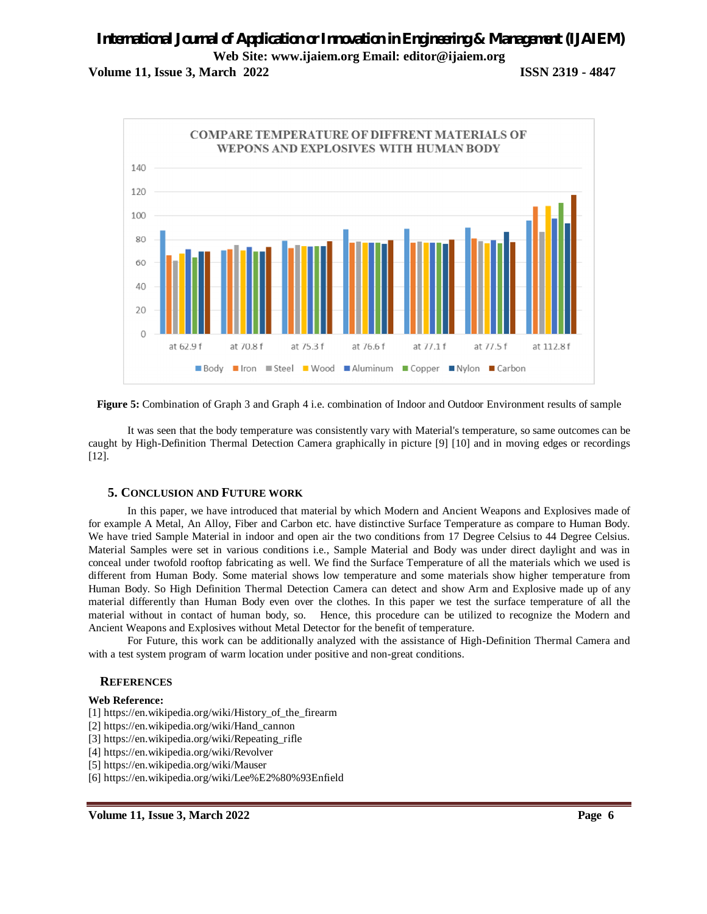**Figure 5:** Combination of Graph 3 and Graph 4 i.e. combination of Indoor and Outdoor Environment results of sample

It was seen that the body temperature was consistently vary with Material's temperature, so same outcomes can be caught by High-Definition Thermal Detection Camera graphically in picture [9] [10] and in moving edges or recordings [12].

## 5. CONCLUSION AND FUTURE WORK

In this paper, we have introduced that material by which Modern and Ancient Weapons and Explosives made of for example A Metal, An Alloy, Fiber and Carbon etc. have distinctive Surface Temperature as compare to Human Body. We have tried Sample Material in indoor and open air the two conditions from 17 Degree Celsius to 44 Degree Celsius. Material Samples were set in various conditions i.e., Sample Material and Body was under direct daylight and was in conceal under twofold rooftop fabricating as well. We find the Surface Temperature of all the materials which we used is different from Human Body. Some material shows low temperature and some materials show higher temperature from Human Body. So High Definition Thermal Detection Camera can detect and show Arm and Explosive made up of any material differently than Human Body even over the clothes. In this paper we test the surface temperature of all the material without in contact of human body, so. Hence, this procedure can be utilized to recognize the Modern and Ancient Weapons and Explosives without Metal Detector for the benefit of temperature.

For Future, this work can be additionally analyzed with the assistance of High-Definition Thermal Camera and with a test system program of warm location under positive and non-great conditions.

## REFERENCES

**Web Reference:**

[1] https://en.wikipedia.org/wiki/History_of_the_firearm
[2] https://en.wikipedia.org/wiki/Hand_cannon
[3] https://en.wikipedia.org/wiki/Repeating_rifle
[4] https://en.wikipedia.org/wiki/Revolver
[5] https://en.wikipedia.org/wiki/Mauser
[6] https://en.wikipedia.org/wiki/Lee%E2%80%93Enfield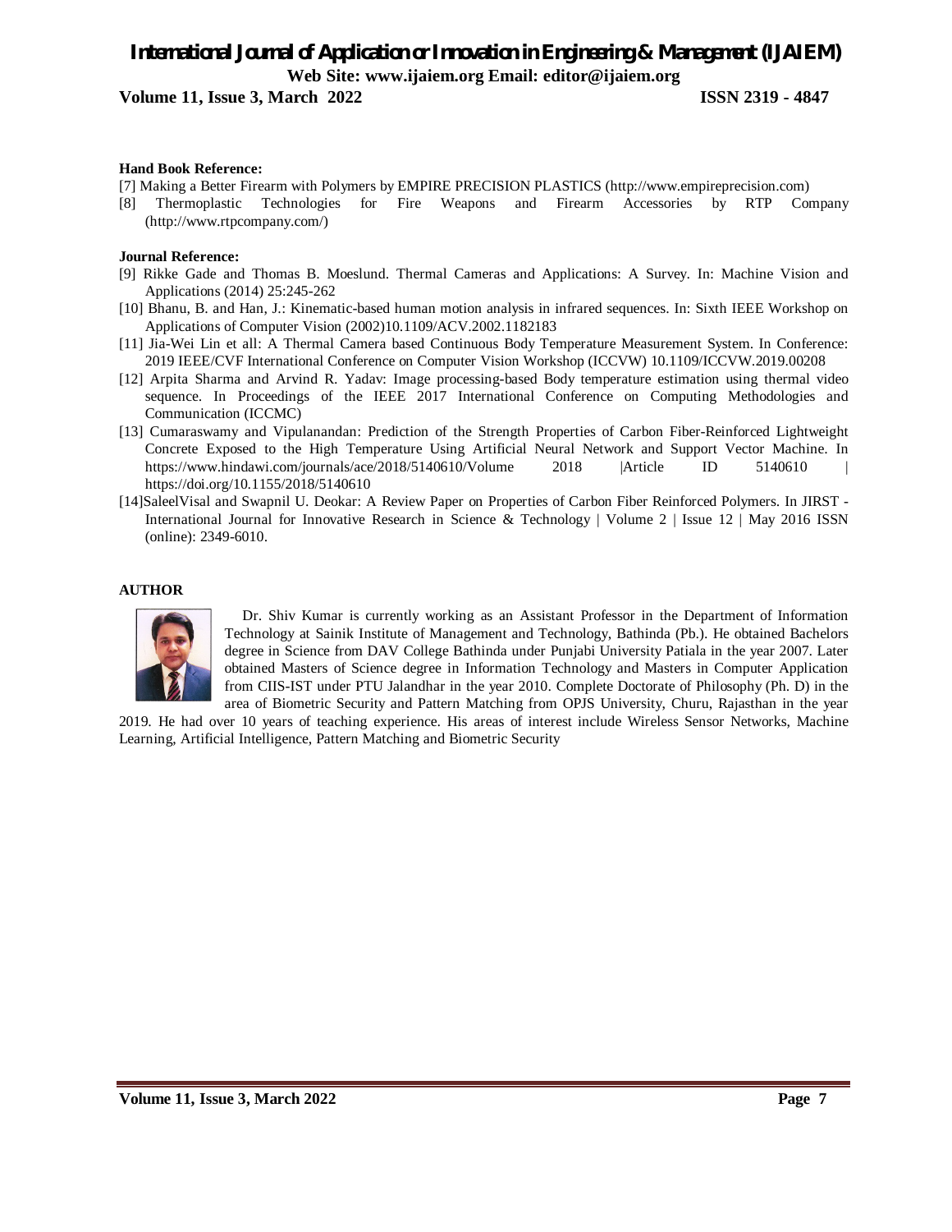**Hand Book Reference:**

[7] Making a Better Firearm with Polymers by EMPIRE PRECISION PLASTICS (http://www.empireprecision.com)

[8] Thermoplastic Technologies for Fire Weapons and Firearm Accessories by RTP Company (http://www.rtpcompany.com/)

**Journal Reference:**

[9] Rikke Gade and Thomas B. Moeslund. Thermal Cameras and Applications: A Survey. In: Machine Vision and Applications (2014) 25:245-262

[10] Bhanu, B. and Han, J.: Kinematic-based human motion analysis in infrared sequences. In: Sixth IEEE Workshop on Applications of Computer Vision (2002)10.1109/ACV.2002.1182183

[11] Jia-Wei Lin et all: A Thermal Camera based Continuous Body Temperature Measurement System. In Conference: 2019 IEEE/CVF International Conference on Computer Vision Workshop (ICCVW) 10.1109/ICCVW.2019.00208

[12] Arpita Sharma and Arvind R. Yadav: Image processing-based Body temperature estimation using thermal video sequence. In Proceedings of the IEEE 2017 International Conference on Computing Methodologies and Communication (ICCMC)

[13] Cumaraswamy and Vipulanandan: Prediction of the Strength Properties of Carbon Fiber-Reinforced Lightweight Concrete Exposed to the High Temperature Using Artificial Neural Network and Support Vector Machine. In https://www.hindawi.com/journals/ace/2018/5140610/Volume 2018 |Article ID 5140610 | https://doi.org/10.1155/2018/5140610

[14]SaleelVisal and Swapnil U. Deokar: A Review Paper on Properties of Carbon Fiber Reinforced Polymers. In JIRST - International Journal for Innovative Research in Science & Technology | Volume 2 | Issue 12 | May 2016 ISSN (online): 2349-6010.

**AUTHOR**

Dr. Shiv Kumar is currently working as an Assistant Professor in the Department of Information Technology at Sainik Institute of Management and Technology, Bathinda (Pb.). He obtained Bachelors degree in Science from DAV College Bathinda under Punjabi University Patiala in the year 2007. Later obtained Masters of Science degree in Information Technology and Masters in Computer Application from CIIS-IST under PTU Jalandhar in the year 2010. Complete Doctorate of Philosophy (Ph. D) in the area of Biometric Security and Pattern Matching from OPJS University, Churu, Rajasthan in the year 2019. He had over 10 years of teaching experience. His areas of interest include Wireless Sensor Networks, Machine Learning, Artificial Intelligence, Pattern Matching and Biometric Security